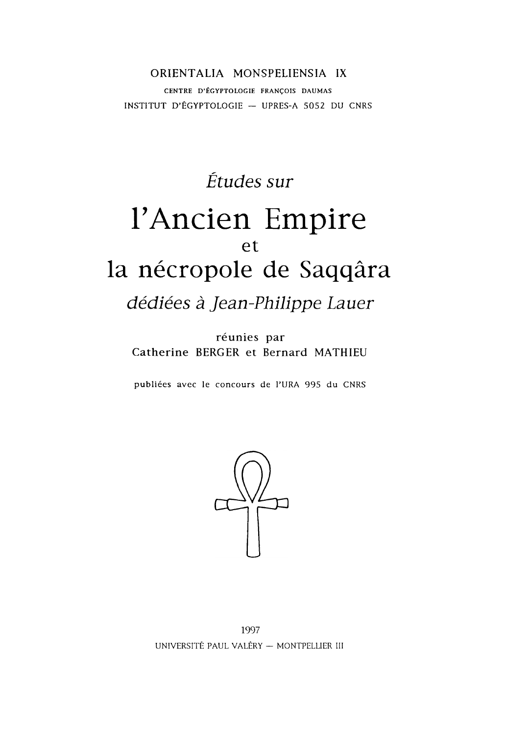ORIENTALIA MONSPELIENSIA IX

CENTRE D'ÉGYPTOLOGIE FRANÇOIS DAUMAS

INSTITUT D'ÉGYPTOLOGIE — UPRES-A 5052 DU CNRS

*Études sur*

# l'Ancien Empire
et
# la nécropole de Saqqâra

*dédiées à Jean-Philippe Lauer*

réunies par

Catherine BERGER et Bernard MATHIEU

publiées avec le concours de l'URA 995 du CNRS

1997

UNIVERSITÉ PAUL VALÉRY — MONTPELLIER III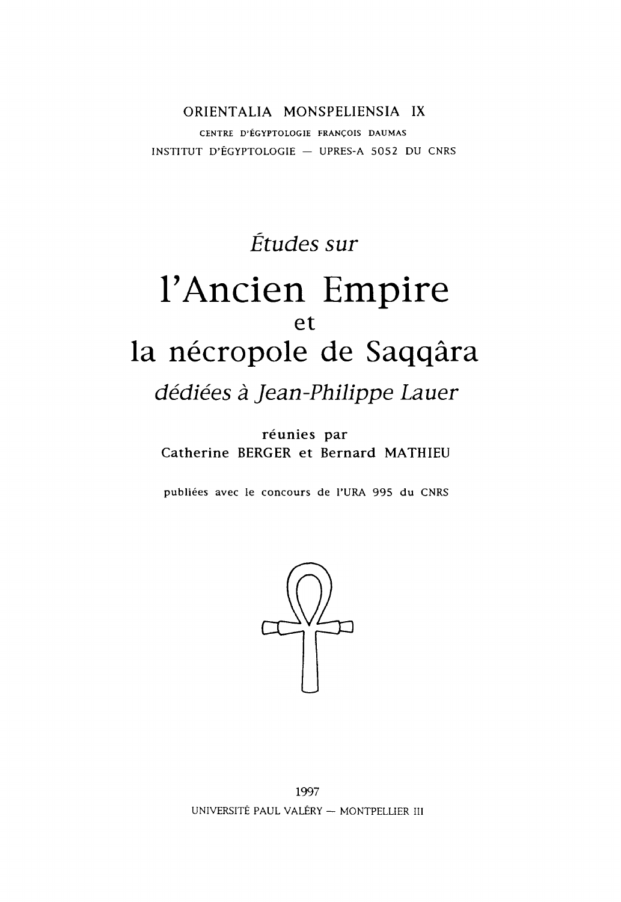ORIENTALIA MONSPELIENSIA IX

CENTRE D'ÉGYPTOLOGIE FRANÇOIS DAUMAS

INSTITUT D'ÉGYPTOLOGIE — UPRES-A 5052 DU CNRS

*Études sur*

# l'Ancien Empire
et
# la nécropole de Saqqâra

*dédiées à Jean-Philippe Lauer*

réunies par
Catherine BERGER et Bernard MATHIEU

publiées avec le concours de l'URA 995 du CNRS

1997

UNIVERSITÉ PAUL VALÉRY — MONTPELLIER III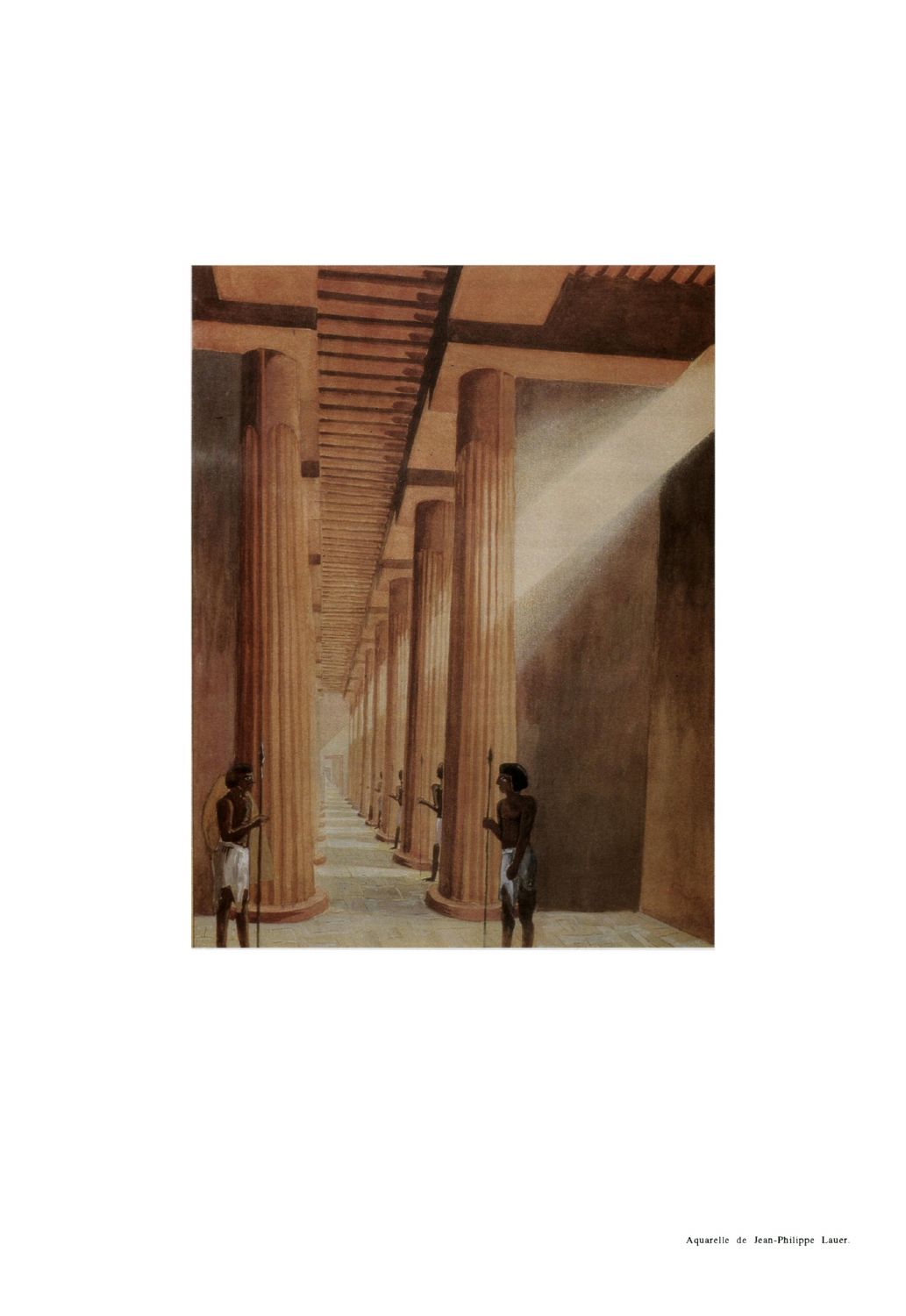Aquarelle de Jean-Philippe Lauer.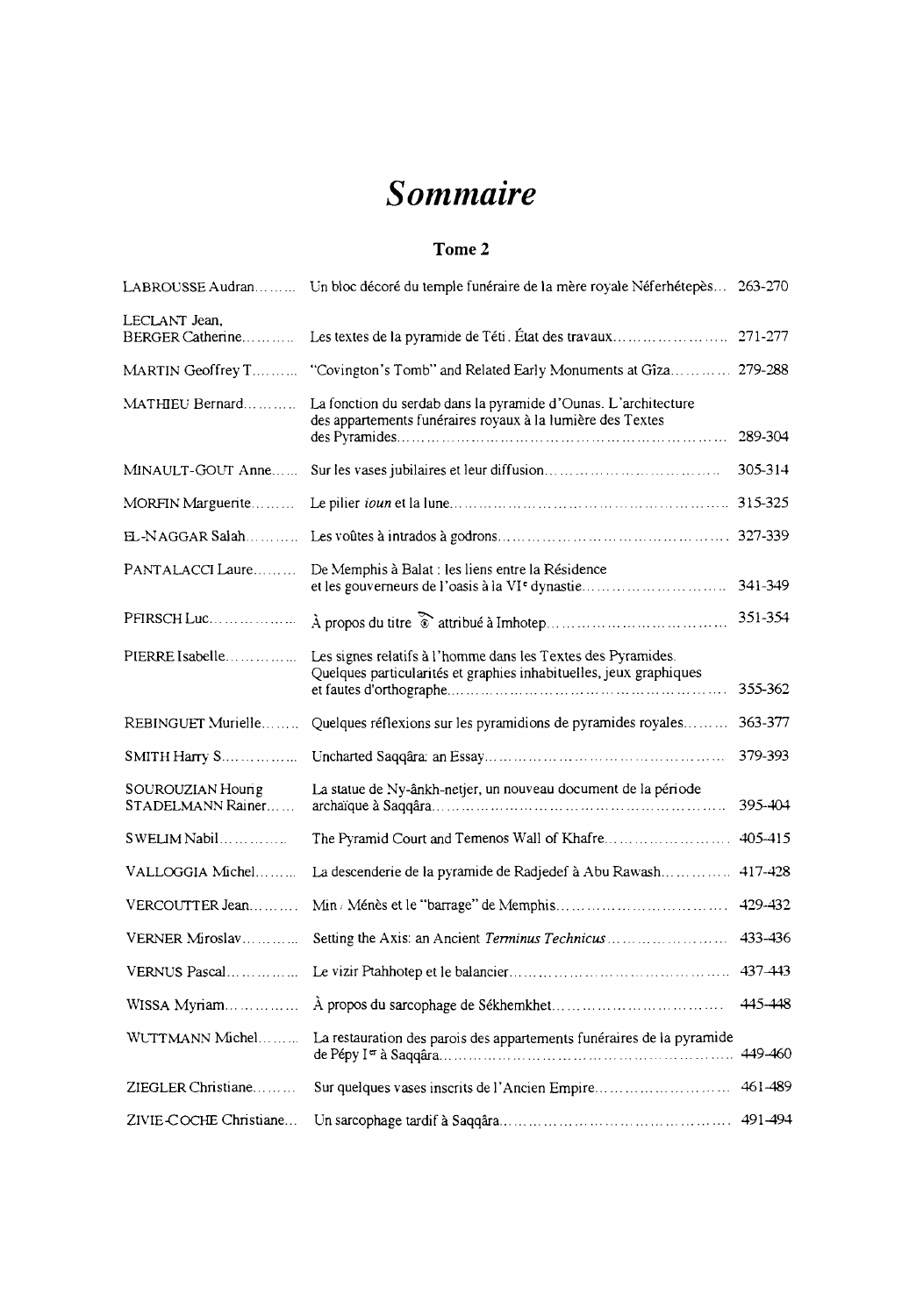# *Sommaire*

## Tome 2

| | | |
|---|---|---|
| LABROUSSE Audran | Un bloc décoré du temple funéraire de la mère royale Néferhétepès | 263-270 |
| LECLANT Jean, BERGER Catherine | Les textes de la pyramide de Téti. État des travaux | 271-277 |
| MARTIN Geoffrey T. | "Covington's Tomb" and Related Early Monuments at Gîza | 279-288 |
| MATHIEU Bernard | La fonction du serdab dans la pyramide d'Ounas. L'architecture des appartements funéraires royaux à la lumière des Textes des Pyramides | 289-304 |
| MINAULT-GOUT Anne | Sur les vases jubilaires et leur diffusion | 305-314 |
| MORFIN Marguerite | Le pilier *ioun* et la lune | 315-325 |
| EL-NAGGAR Salah | Les voûtes à intrados à godrons | 327-339 |
| PANTALACCI Laure | De Memphis à Balat : les liens entre la Résidence et les gouverneurs de l'oasis à la VI[e] dynastie | 341-349 |
| PFIRSCH Luc | À propos du titre attribué à Imhotep | 351-354 |
| PIERRE Isabelle | Les signes relatifs à l'homme dans les Textes des Pyramides. Quelques particularités et graphies inhabituelles, jeux graphiques et fautes d'orthographe | 355-362 |
| REBINGUET Murielle | Quelques réflexions sur les pyramidions de pyramides royales | 363-377 |
| SMITH Harry S. | Uncharted Saqqâra: an Essay | 379-393 |
| SOUROUZIAN Hourig STADELMANN Rainer | La statue de Ny-ânkh-netjer, un nouveau document de la période archaïque à Saqqâra | 395-404 |
| SWELIM Nabil | The Pyramid Court and Temenos Wall of Khafre | 405-415 |
| VALLOGGIA Michel | La descenderie de la pyramide de Radjedef à Abu Rawash | 417-428 |
| VERCOUTTER Jean | Min / Ménès et le "barrage" de Memphis | 429-432 |
| VERNER Miroslav | Setting the Axis: an Ancient *Terminus Technicus* | 433-436 |
| VERNUS Pascal | Le vizir Ptahhotep et le balancier | 437-443 |
| WISSA Myriam | À propos du sarcophage de Sékhemkhet | 445-448 |
| WUTTMANN Michel | La restauration des parois des appartements funéraires de la pyramide de Pépy I[er] à Saqqâra | 449-460 |
| ZIEGLER Christiane | Sur quelques vases inscrits de l'Ancien Empire | 461-489 |
| ZIVIE-COCHE Christiane | Un sarcophage tardif à Saqqâra | 491-494 |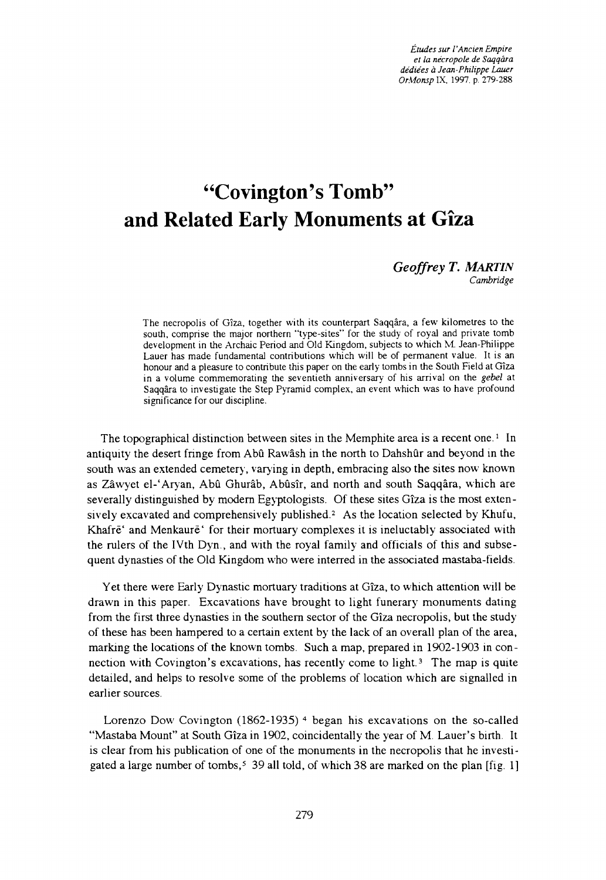*Études sur l'Ancien Empire et la nécropole de Saqqâra dédiées à Jean-Philippe Lauer*
*OrMonsp* IX, 1997, p. 279-288

# "Covington's Tomb" and Related Early Monuments at Gîza

***Geoffrey T. MARTIN***
*Cambridge*

The necropolis of Gîza, together with its counterpart Saqqâra, a few kilometres to the south, comprise the major northern "type-sites" for the study of royal and private tomb development in the Archaic Period and Old Kingdom, subjects to which M. Jean-Philippe Lauer has made fundamental contributions which will be of permanent value. It is an honour and a pleasure to contribute this paper on the early tombs in the South Field at Gîza in a volume commemorating the seventieth anniversary of his arrival on the *gebel* at Saqqâra to investigate the Step Pyramid complex, an event which was to have profound significance for our discipline.

The topographical distinction between sites in the Memphite area is a recent one.[1] In antiquity the desert fringe from Abû Rawâsh in the north to Dahshûr and beyond in the south was an extended cemetery, varying in depth, embracing also the sites now known as Zâwyet el-'Aryan, Abû Ghurâb, Abûsîr, and north and south Saqqâra, which are severally distinguished by modern Egyptologists. Of these sites Gîza is the most extensively excavated and comprehensively published.[2] As the location selected by Khufu, Khafrē' and Menkaurē' for their mortuary complexes it is ineluctably associated with the rulers of the IVth Dyn., and with the royal family and officials of this and subsequent dynasties of the Old Kingdom who were interred in the associated mastaba-fields.

Yet there were Early Dynastic mortuary traditions at Gîza, to which attention will be drawn in this paper. Excavations have brought to light funerary monuments dating from the first three dynasties in the southern sector of the Gîza necropolis, but the study of these has been hampered to a certain extent by the lack of an overall plan of the area, marking the locations of the known tombs. Such a map, prepared in 1902-1903 in connection with Covington's excavations, has recently come to light.[3] The map is quite detailed, and helps to resolve some of the problems of location which are signalled in earlier sources.

Lorenzo Dow Covington (1862-1935)[4] began his excavations on the so-called "Mastaba Mount" at South Gîza in 1902, coincidentally the year of M. Lauer's birth. It is clear from his publication of one of the monuments in the necropolis that he investigated a large number of tombs,[5] 39 all told, of which 38 are marked on the plan [fig. 1]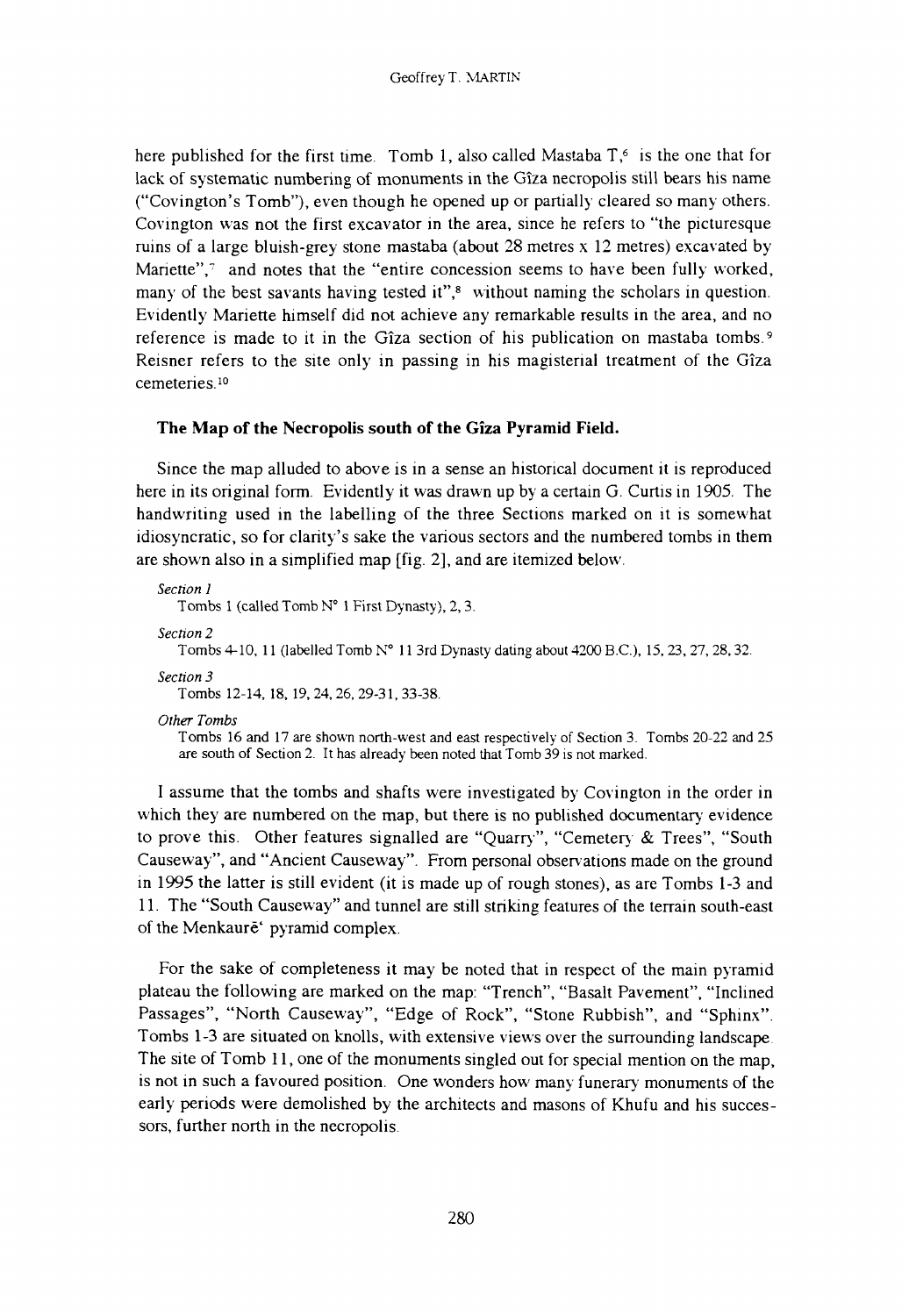here published for the first time. Tomb 1, also called Mastaba T,[6] is the one that for lack of systematic numbering of monuments in the Gîza necropolis still bears his name ("Covington's Tomb"), even though he opened up or partially cleared so many others. Covington was not the first excavator in the area, since he refers to "the picturesque ruins of a large bluish-grey stone mastaba (about 28 metres x 12 metres) excavated by Mariette",[7] and notes that the "entire concession seems to have been fully worked, many of the best savants having tested it",[8] without naming the scholars in question. Evidently Mariette himself did not achieve any remarkable results in the area, and no reference is made to it in the Gîza section of his publication on mastaba tombs.[9] Reisner refers to the site only in passing in his magisterial treatment of the Gîza cemeteries.[10]

### The Map of the Necropolis south of the Gîza Pyramid Field.

Since the map alluded to above is in a sense an historical document it is reproduced here in its original form. Evidently it was drawn up by a certain G. Curtis in 1905. The handwriting used in the labelling of the three Sections marked on it is somewhat idiosyncratic, so for clarity's sake the various sectors and the numbered tombs in them are shown also in a simplified map [fig. 2], and are itemized below.

*Section 1*
Tombs 1 (called Tomb N° 1 First Dynasty), 2, 3.

*Section 2*
Tombs 4-10, 11 (labelled Tomb N° 11 3rd Dynasty dating about 4200 B.C.), 15, 23, 27, 28, 32.

*Section 3*
Tombs 12-14, 18, 19, 24, 26, 29-31, 33-38.

*Other Tombs*
Tombs 16 and 17 are shown north-west and east respectively of Section 3. Tombs 20-22 and 25 are south of Section 2. It has already been noted that Tomb 39 is not marked.

I assume that the tombs and shafts were investigated by Covington in the order in which they are numbered on the map, but there is no published documentary evidence to prove this. Other features signalled are "Quarry", "Cemetery & Trees", "South Causeway", and "Ancient Causeway". From personal observations made on the ground in 1995 the latter is still evident (it is made up of rough stones), as are Tombs 1-3 and 11. The "South Causeway" and tunnel are still striking features of the terrain south-east of the Menkaurēʿ pyramid complex.

For the sake of completeness it may be noted that in respect of the main pyramid plateau the following are marked on the map: "Trench", "Basalt Pavement", "Inclined Passages", "North Causeway", "Edge of Rock", "Stone Rubbish", and "Sphinx". Tombs 1-3 are situated on knolls, with extensive views over the surrounding landscape. The site of Tomb 11, one of the monuments singled out for special mention on the map, is not in such a favoured position. One wonders how many funerary monuments of the early periods were demolished by the architects and masons of Khufu and his successors, further north in the necropolis.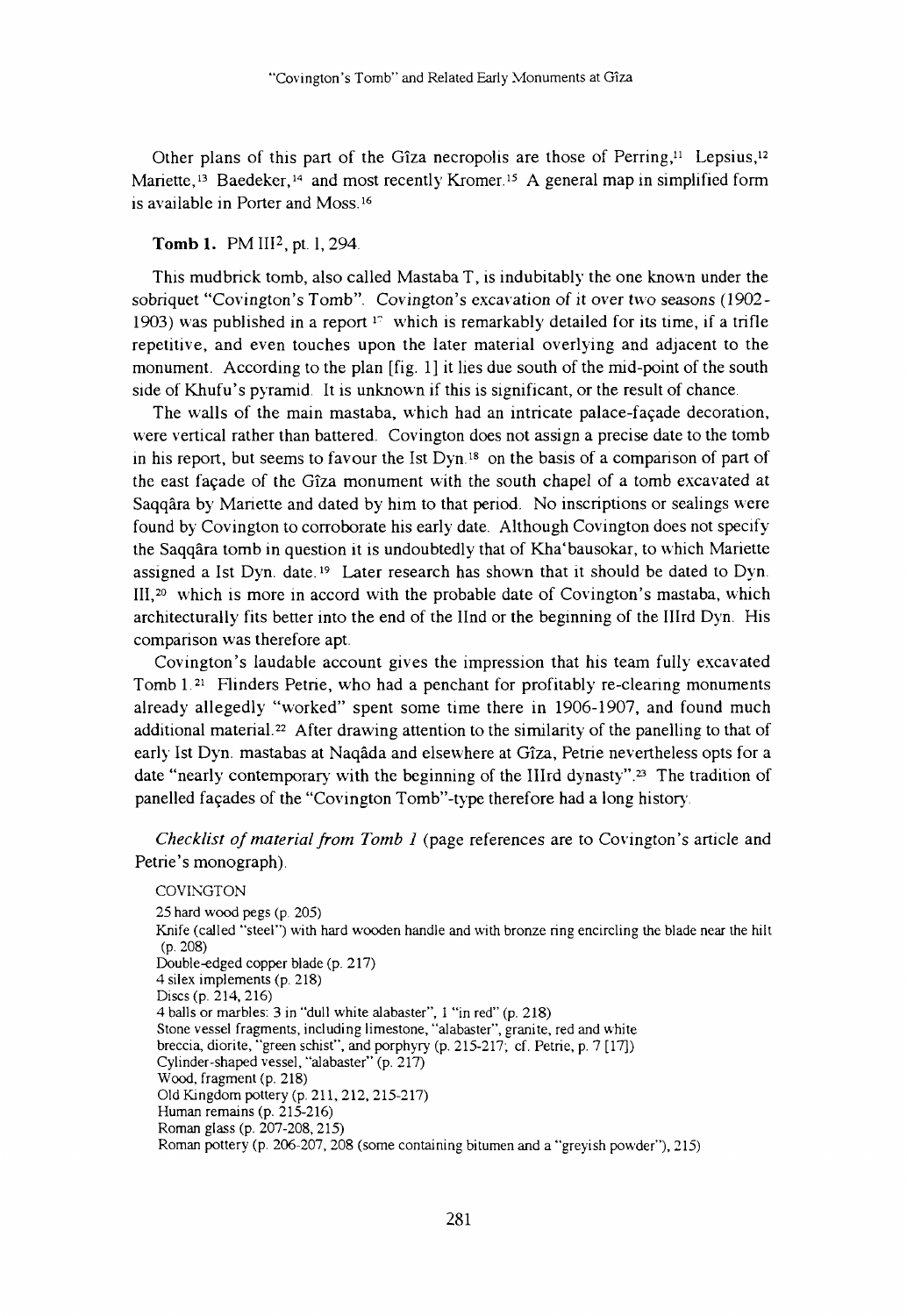Other plans of this part of the Gîza necropolis are those of Perring,[11] Lepsius,[12] Mariette,[13] Baedeker,[14] and most recently Kromer.[15] A general map in simplified form is available in Porter and Moss.[16]

**Tomb 1.** PM III[2], pt. 1, 294.

This mudbrick tomb, also called Mastaba T, is indubitably the one known under the sobriquet "Covington's Tomb". Covington's excavation of it over two seasons (1902-1903) was published in a report [17] which is remarkably detailed for its time, if a trifle repetitive, and even touches upon the later material overlying and adjacent to the monument. According to the plan [fig. 1] it lies due south of the mid-point of the south side of Khufu's pyramid. It is unknown if this is significant, or the result of chance.

The walls of the main mastaba, which had an intricate palace-façade decoration, were vertical rather than battered. Covington does not assign a precise date to the tomb in his report, but seems to favour the Ist Dyn.[18] on the basis of a comparison of part of the east façade of the Gîza monument with the south chapel of a tomb excavated at Saqqâra by Mariette and dated by him to that period. No inscriptions or sealings were found by Covington to corroborate his early date. Although Covington does not specify the Saqqâra tomb in question it is undoubtedly that of Kha'bausokar, to which Mariette assigned a Ist Dyn. date.[19] Later research has shown that it should be dated to Dyn. III,[20] which is more in accord with the probable date of Covington's mastaba, which architecturally fits better into the end of the IInd or the beginning of the IIIrd Dyn. His comparison was therefore apt.

Covington's laudable account gives the impression that his team fully excavated Tomb 1.[21] Flinders Petrie, who had a penchant for profitably re-clearing monuments already allegedly "worked" spent some time there in 1906-1907, and found much additional material.[22] After drawing attention to the similarity of the panelling to that of early Ist Dyn. mastabas at Naqâda and elsewhere at Gîza, Petrie nevertheless opts for a date "nearly contemporary with the beginning of the IIIrd dynasty".[23] The tradition of panelled façades of the "Covington Tomb"-type therefore had a long history.

*Checklist of material from Tomb 1* (page references are to Covington's article and Petrie's monograph).

COVINGTON

25 hard wood pegs (p. 205)
Knife (called "steel") with hard wooden handle and with bronze ring encircling the blade near the hilt (p. 208)
Double-edged copper blade (p. 217)
4 silex implements (p. 218)
Discs (p. 214, 216)
4 balls or marbles: 3 in "dull white alabaster", 1 "in red" (p. 218)
Stone vessel fragments, including limestone, "alabaster", granite, red and white breccia, diorite, "green schist", and porphyry (p. 215-217; cf. Petrie, p. 7 [17])
Cylinder-shaped vessel, "alabaster" (p. 217)
Wood, fragment (p. 218)
Old Kingdom pottery (p. 211, 212, 215-217)
Human remains (p. 215-216)
Roman glass (p. 207-208, 215)
Roman pottery (p. 206-207, 208 (some containing bitumen and a "greyish powder"), 215)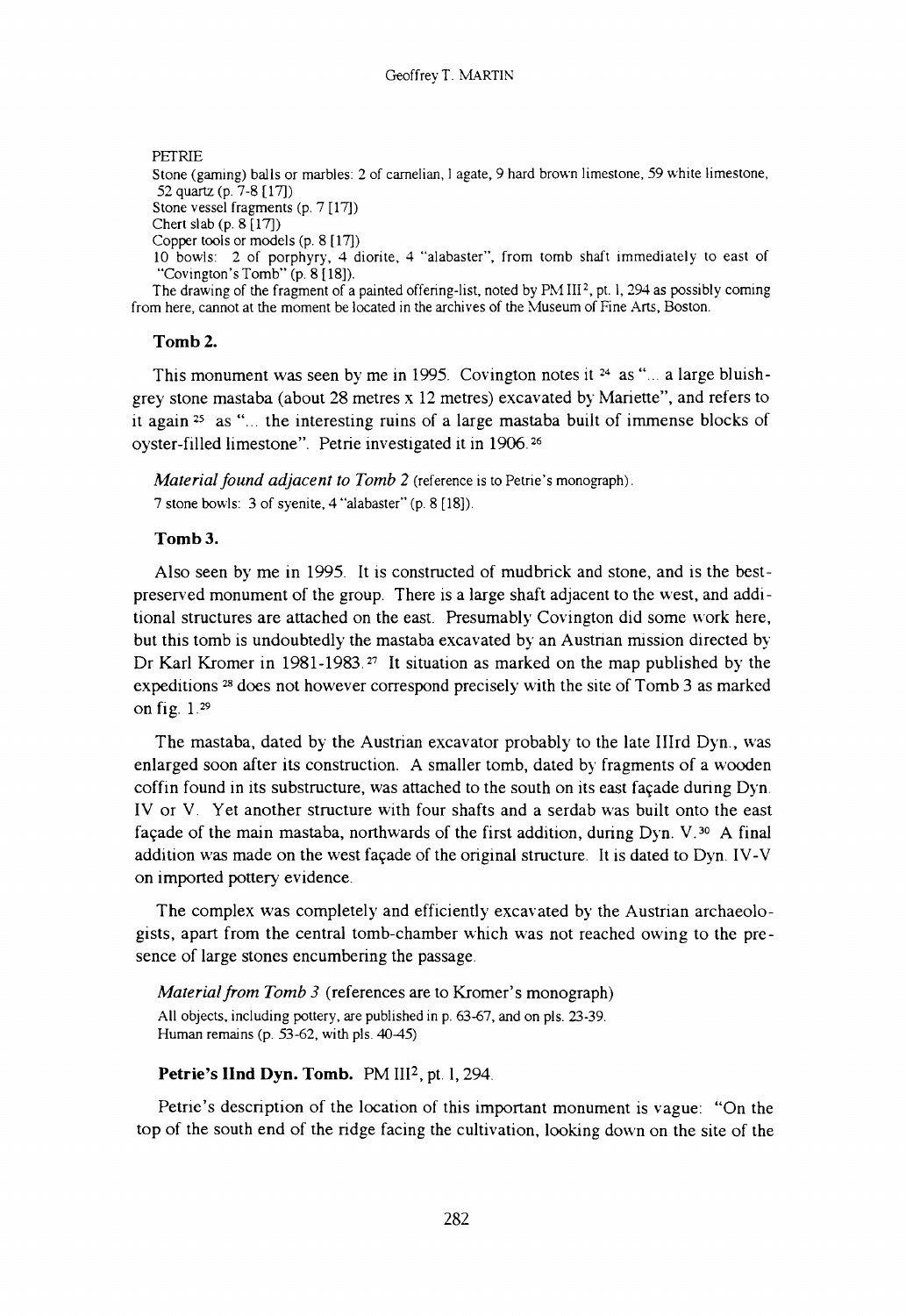PETRIE

Stone (gaming) balls or marbles: 2 of carnelian, 1 agate, 9 hard brown limestone, 59 white limestone, 52 quartz (p. 7-8 [17])

Stone vessel fragments (p. 7 [17])

Chert slab (p. 8 [17])

Copper tools or models (p. 8 [17])

10 bowls: 2 of porphyry, 4 diorite, 4 "alabaster", from tomb shaft immediately to east of "Covington's Tomb" (p. 8 [18]).

The drawing of the fragment of a painted offering-list, noted by PM III², pt. 1, 294 as possibly coming from here, cannot at the moment be located in the archives of the Museum of Fine Arts, Boston.

### Tomb 2.

This monument was seen by me in 1995. Covington notes it [24] as "... a large bluish-grey stone mastaba (about 28 metres x 12 metres) excavated by Mariette", and refers to it again [25] as "... the interesting ruins of a large mastaba built of immense blocks of oyster-filled limestone". Petrie investigated it in 1906. [26]

*Material found adjacent to Tomb 2* (reference is to Petrie's monograph).

7 stone bowls: 3 of syenite, 4 "alabaster" (p. 8 [18]).

### Tomb 3.

Also seen by me in 1995. It is constructed of mudbrick and stone, and is the best-preserved monument of the group. There is a large shaft adjacent to the west, and additional structures are attached on the east. Presumably Covington did some work here, but this tomb is undoubtedly the mastaba excavated by an Austrian mission directed by Dr Karl Kromer in 1981-1983. [27] It situation as marked on the map published by the expeditions [28] does not however correspond precisely with the site of Tomb 3 as marked on fig. 1. [29]

The mastaba, dated by the Austrian excavator probably to the late IIIrd Dyn., was enlarged soon after its construction. A smaller tomb, dated by fragments of a wooden coffin found in its substructure, was attached to the south on its east façade during Dyn. IV or V. Yet another structure with four shafts and a serdab was built onto the east façade of the main mastaba, northwards of the first addition, during Dyn. V. [30] A final addition was made on the west façade of the original structure. It is dated to Dyn. IV-V on imported pottery evidence.

The complex was completely and efficiently excavated by the Austrian archaeologists, apart from the central tomb-chamber which was not reached owing to the presence of large stones encumbering the passage.

*Material from Tomb 3* (references are to Kromer's monograph)

All objects, including pottery, are published in p. 63-67, and on pls. 23-39.

Human remains (p. 53-62, with pls. 40-45)

### Petrie's IInd Dyn. Tomb. PM III², pt. 1, 294.

Petrie's description of the location of this important monument is vague: "On the top of the south end of the ridge facing the cultivation, looking down on the site of the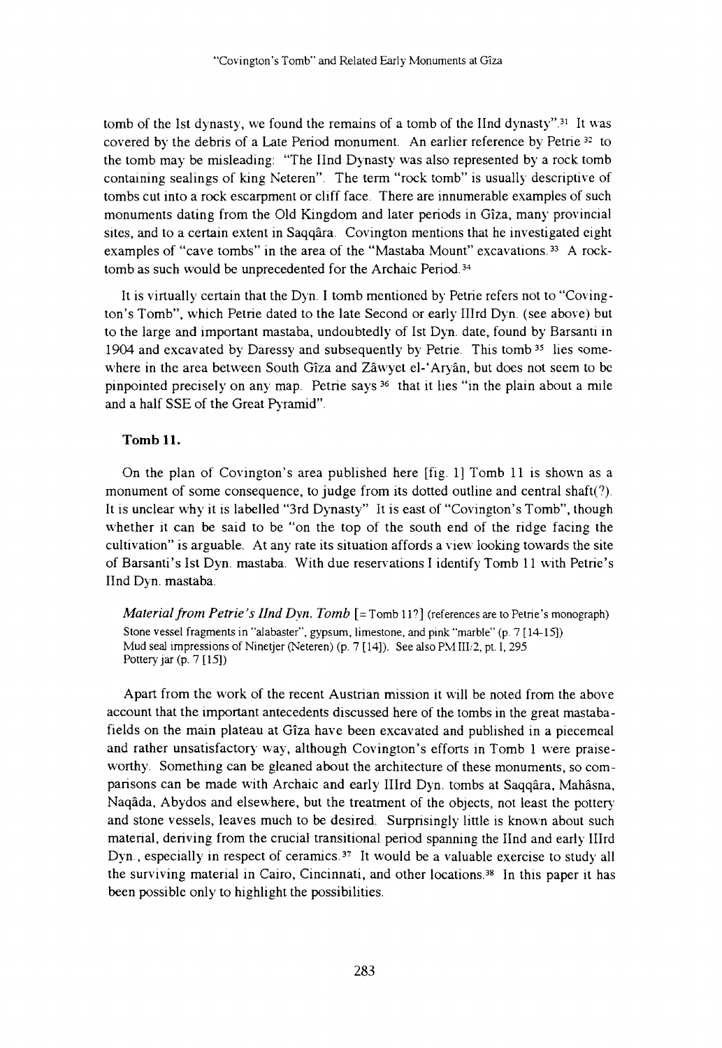tomb of the Ist dynasty, we found the remains of a tomb of the IInd dynasty".[31] It was covered by the debris of a Late Period monument. An earlier reference by Petrie [32] to the tomb may be misleading: "The IInd Dynasty was also represented by a rock tomb containing sealings of king Neteren". The term "rock tomb" is usually descriptive of tombs cut into a rock escarpment or cliff face. There are innumerable examples of such monuments dating from the Old Kingdom and later periods in Gîza, many provincial sites, and to a certain extent in Saqqâra. Covington mentions that he investigated eight examples of "cave tombs" in the area of the "Mastaba Mount" excavations.[33] A rock-tomb as such would be unprecedented for the Archaic Period.[34]

It is virtually certain that the Dyn. I tomb mentioned by Petrie refers not to "Covington's Tomb", which Petrie dated to the late Second or early IIIrd Dyn. (see above) but to the large and important mastaba, undoubtedly of Ist Dyn. date, found by Barsanti in 1904 and excavated by Daressy and subsequently by Petrie. This tomb [35] lies somewhere in the area between South Gîza and Zâwyet el-'Aryân, but does not seem to be pinpointed precisely on any map. Petrie says [36] that it lies "in the plain about a mile and a half SSE of the Great Pyramid".

### Tomb 11.

On the plan of Covington's area published here [fig. 1] Tomb 11 is shown as a monument of some consequence, to judge from its dotted outline and central shaft(?). It is unclear why it is labelled "3rd Dynasty" It is east of "Covington's Tomb", though whether it can be said to be "on the top of the south end of the ridge facing the cultivation" is arguable. At any rate its situation affords a view looking towards the site of Barsanti's Ist Dyn. mastaba. With due reservations I identify Tomb 11 with Petrie's IInd Dyn. mastaba.

*Material from Petrie's IInd Dyn. Tomb* [= Tomb 11?] (references are to Petrie's monograph)
Stone vessel fragments in "alabaster", gypsum, limestone, and pink "marble" (p. 7 [14-15])
Mud seal impressions of Ninetjer (Neteren) (p. 7 [14]). See also PM III/2, pt. 1, 295
Pottery jar (p. 7 [15])

Apart from the work of the recent Austrian mission it will be noted from the above account that the important antecedents discussed here of the tombs in the great mastaba-fields on the main plateau at Gîza have been excavated and published in a piecemeal and rather unsatisfactory way, although Covington's efforts in Tomb 1 were praiseworthy. Something can be gleaned about the architecture of these monuments, so comparisons can be made with Archaic and early IIIrd Dyn. tombs at Saqqâra, Mahâsna, Naqâda, Abydos and elsewhere, but the treatment of the objects, not least the pottery and stone vessels, leaves much to be desired. Surprisingly little is known about such material, deriving from the crucial transitional period spanning the IInd and early IIIrd Dyn., especially in respect of ceramics.[37] It would be a valuable exercise to study all the surviving material in Cairo, Cincinnati, and other locations.[38] In this paper it has been possible only to highlight the possibilities.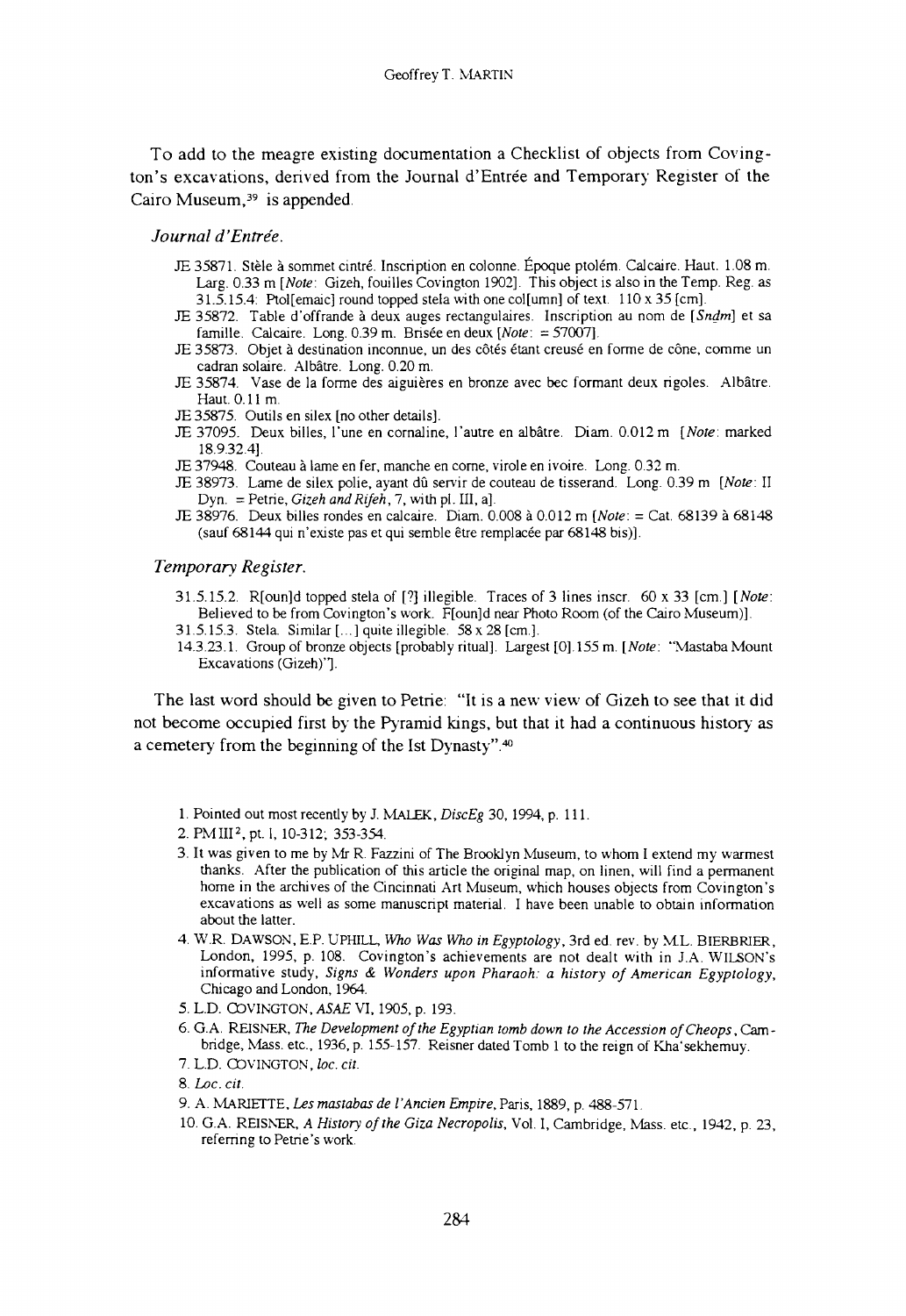To add to the meagre existing documentation a Checklist of objects from Covington's excavations, derived from the Journal d'Entrée and Temporary Register of the Cairo Museum,[39] is appended.

*Journal d'Entrée.*

JE 35871. Stèle à sommet cintré. Inscription en colonne. Époque ptolém. Calcaire. Haut. 1.08 m. Larg. 0.33 m [*Note*: Gizeh, fouilles Covington 1902]. This object is also in the Temp. Reg. as 31.5.15.4: Ptol[emaic] round topped stela with one col[umn] of text. 110 x 35 [cm].

JE 35872. Table d'offrande à deux auges rectangulaires. Inscription au nom de [*Sndm*] et sa famille. Calcaire. Long. 0.39 m. Brisée en deux [*Note*: = 57007].

JE 35873. Objet à destination inconnue, un des côtés étant creusé en forme de cône, comme un cadran solaire. Albâtre. Long. 0.20 m.

JE 35874. Vase de la forme des aiguières en bronze avec bec formant deux rigoles. Albâtre. Haut. 0.11 m.

JE 35875. Outils en silex [no other details].

JE 37095. Deux billes, l'une en cornaline, l'autre en albâtre. Diam. 0.012 m [*Note*: marked 18.9.32.4].

JE 37948. Couteau à lame en fer, manche en corne, virole en ivoire. Long. 0.32 m.

JE 38973. Lame de silex polie, ayant dû servir de couteau de tisserand. Long. 0.39 m [*Note*: II Dyn. = Petrie, *Gizeh and Rifeh*, 7, with pl. III, a].

JE 38976. Deux billes rondes en calcaire. Diam. 0.008 à 0.012 m [*Note*: = Cat. 68139 à 68148 (sauf 68144 qui n'existe pas et qui semble être remplacée par 68148 bis)].

*Temporary Register.*

31.5.15.2. R[oun]d topped stela of [?] illegible. Traces of 3 lines inscr. 60 x 33 [cm.] [*Note*: Believed to be from Covington's work. F[oun]d near Photo Room (of the Cairo Museum)].

31.5.15.3. Stela. Similar [...] quite illegible. 58 x 28 [cm.].

14.3.23.1. Group of bronze objects [probably ritual]. Largest [0].155 m. [*Note*: "Mastaba Mount Excavations (Gizeh)"].

The last word should be given to Petrie: "It is a new view of Gizeh to see that it did not become occupied first by the Pyramid kings, but that it had a continuous history as a cemetery from the beginning of the Ist Dynasty".[40]

---

1. Pointed out most recently by J. MALEK, *DiscEg* 30, 1994, p. 111.
2. PM III², pt. 1, 10-312; 353-354.
3. It was given to me by Mr R. Fazzini of The Brooklyn Museum, to whom I extend my warmest thanks. After the publication of this article the original map, on linen, will find a permanent home in the archives of the Cincinnati Art Museum, which houses objects from Covington's excavations as well as some manuscript material. I have been unable to obtain information about the latter.
4. W.R. DAWSON, E.P. UPHILL, *Who Was Who in Egyptology*, 3rd ed. rev. by M.L. BIERBRIER, London, 1995, p. 108. Covington's achievements are not dealt with in J.A. WILSON's informative study, *Signs & Wonders upon Pharaoh: a history of American Egyptology*, Chicago and London, 1964.
5. L.D. COVINGTON, *ASAE* VI, 1905, p. 193.
6. G.A. REISNER, *The Development of the Egyptian tomb down to the Accession of Cheops*, Cambridge, Mass. etc., 1936, p. 155-157. Reisner dated Tomb 1 to the reign of Kha'sekhemuy.
7. L.D. COVINGTON, *loc. cit.*
8. *Loc. cit.*
9. A. MARIETTE, *Les mastabas de l'Ancien Empire*, Paris, 1889, p. 488-571.
10. G.A. REISNER, *A History of the Giza Necropolis*, Vol. I, Cambridge, Mass. etc., 1942, p. 23, referring to Petrie's work.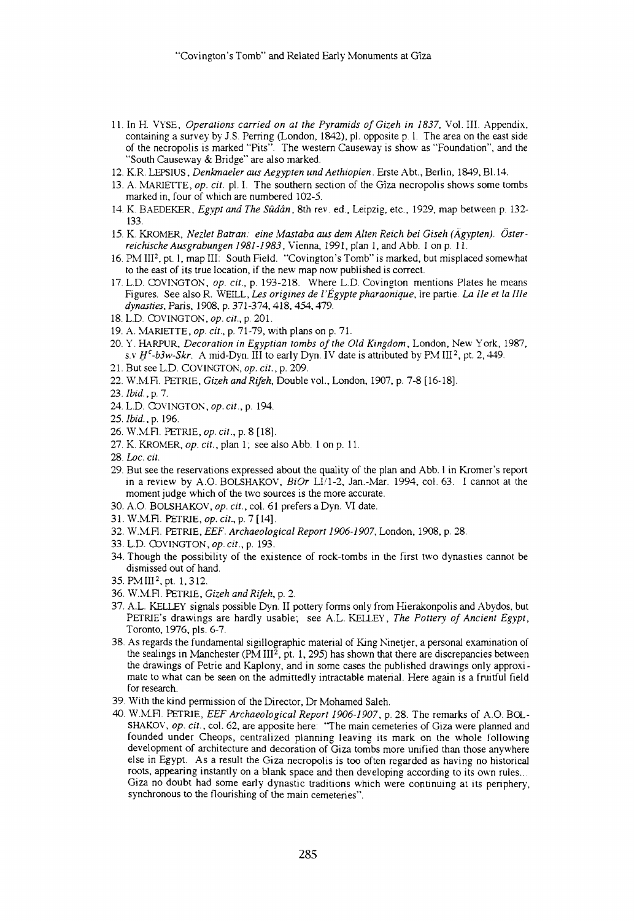11. In H. VYSE, *Operations carried on at the Pyramids of Gizeh in 1837*, Vol. III. Appendix, containing a survey by J.S. Perring (London, 1842), pl. opposite p. 1. The area on the east side of the necropolis is marked "Pits". The western Causeway is show as "Foundation", and the "South Causeway & Bridge" are also marked.
12. K.R. LEPSIUS, *Denkmaeler aus Aegypten und Aethiopien*. Erste Abt., Berlin, 1849, Bl.14.
13. A. MARIETTE, *op. cit.* pl. I. The southern section of the Gîza necropolis shows some tombs marked in, four of which are numbered 102-5.
14. K. BAEDEKER, *Egypt and The Sûdân*, 8th rev. ed., Leipzig, etc., 1929, map between p. 132-133.
15. K. KROMER, *Nezlet Batran: eine Mastaba aus dem Alten Reich bei Giseh (Ägypten). Österreichische Ausgrabungen 1981-1983*, Vienna, 1991, plan 1, and Abb. 1 on p. 11.
16. PM III[2], pt. 1, map III: South Field. "Covington's Tomb" is marked, but misplaced somewhat to the east of its true location, if the new map now published is correct.
17. L.D. COVINGTON, *op. cit.*, p. 193-218. Where L.D. Covington mentions Plates he means Figures. See also R. WEILL, *Les origines de l'Égypte pharaonique*, lre partie. *La Ile et la IIIe dynasties*, Paris, 1908, p. 371-374, 418, 454, 479.
18. L.D. COVINGTON, *op. cit.*, p. 201.
19. A. MARIETTE, *op. cit.*, p. 71-79, with plans on p. 71.
20. Y. HARPUR, *Decoration in Egyptian tombs of the Old Kingdom*, London, New York, 1987, s.v *Ḥ*[c]*-b3w-Skr*. A mid-Dyn. III to early Dyn. IV date is attributed by PM III[2], pt. 2, 449.
21. But see L.D. COVINGTON, *op. cit.*, p. 209.
22. W.M.Fl. PETRIE, *Gizeh and Rifeh*, Double vol., London, 1907, p. 7-8 [16-18].
23. *Ibid.*, p. 7.
24. L.D. COVINGTON, *op. cit.*, p. 194.
25. *Ibid.*, p. 196.
26. W.M.Fl. PETRIE, *op. cit.*, p. 8 [18].
27. K. KROMER, *op. cit.*, plan 1; see also Abb. 1 on p. 11.
28. *Loc. cit.*
29. But see the reservations expressed about the quality of the plan and Abb. 1 in Kromer's report in a review by A.O. BOLSHAKOV, *BiOr* LI/1-2, Jan.-Mar. 1994, col. 63. I cannot at the moment judge which of the two sources is the more accurate.
30. A.O. BOLSHAKOV, *op. cit.*, col. 61 prefers a Dyn. VI date.
31. W.M.Fl. PETRIE, *op. cit.*, p. 7 [14].
32. W.M.Fl. PETRIE, *EEF. Archaeological Report 1906-1907*, London, 1908, p. 28.
33. L.D. COVINGTON, *op. cit.*, p. 193.
34. Though the possibility of the existence of rock-tombs in the first two dynasties cannot be dismissed out of hand.
35. PM III[2], pt. 1, 312.
36. W.M.Fl. PETRIE, *Gizeh and Rifeh*, p. 2.
37. A.L. KELLEY signals possible Dyn. II pottery forms only from Hierakonpolis and Abydos, but PETRIE's drawings are hardly usable; see A.L. KELLEY, *The Pottery of Ancient Egypt*, Toronto, 1976, pls. 6-7.
38. As regards the fundamental sigillographic material of King Ninetjer, a personal examination of the sealings in Manchester (PM III[2], pt. 1, 295) has shown that there are discrepancies between the drawings of Petrie and Kaplony, and in some cases the published drawings only approximate to what can be seen on the admittedly intractable material. Here again is a fruitful field for research.
39. With the kind permission of the Director, Dr Mohamed Saleh.
40. W.M.Fl. PETRIE, *EEF Archaeological Report 1906-1907*, p. 28. The remarks of A.O. BOLSHAKOV, *op. cit.*, col. 62, are apposite here: "The main cemeteries of Giza were planned and founded under Cheops, centralized planning leaving its mark on the whole following development of architecture and decoration of Giza tombs more unified than those anywhere else in Egypt. As a result the Giza necropolis is too often regarded as having no historical roots, appearing instantly on a blank space and then developing according to its own rules... Giza no doubt had some early dynastic traditions which were continuing at its periphery, synchronous to the flourishing of the main cemeteries".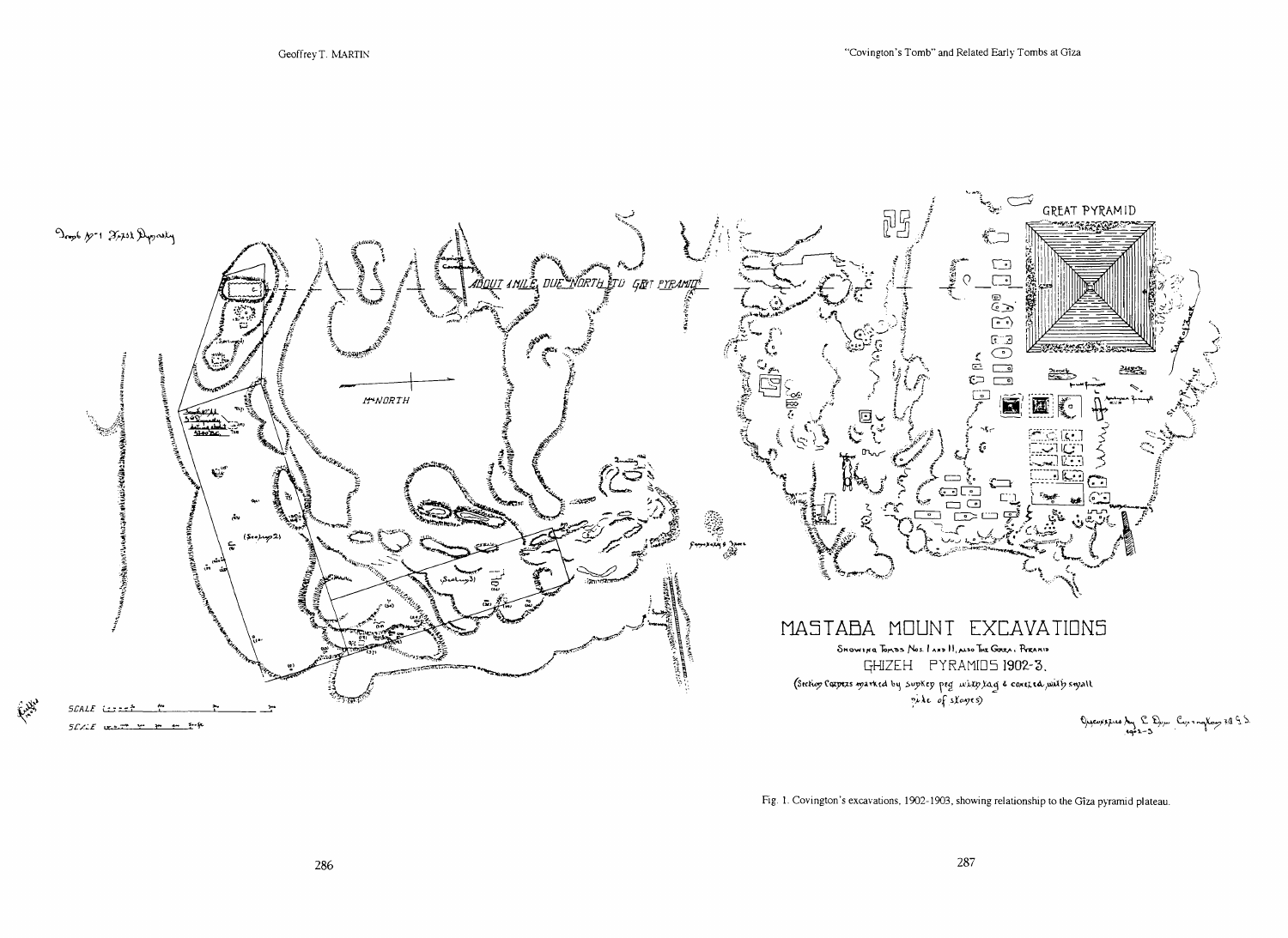Fig. 1. Covington's excavations, 1902-1903, showing relationship to the Gîza pyramid plateau.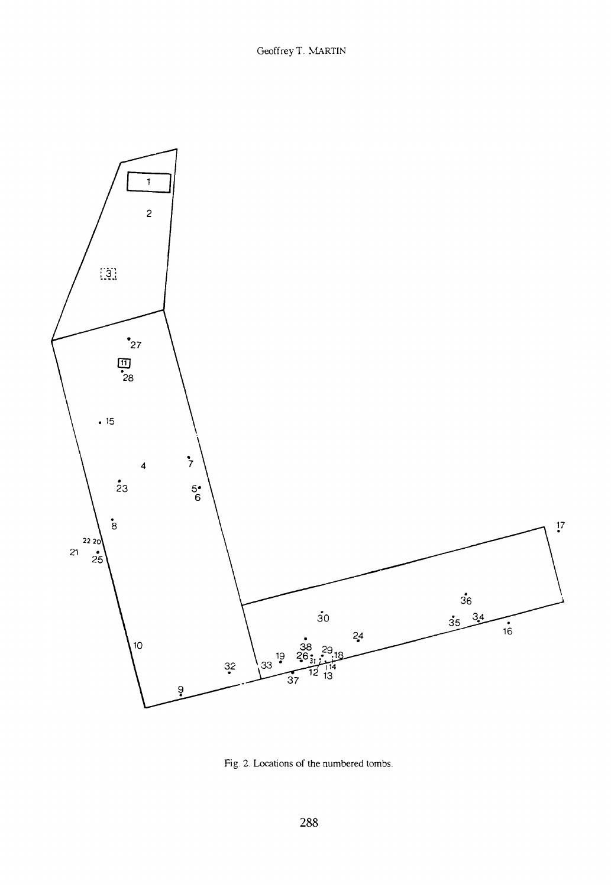Fig. 2. Locations of the numbered tombs.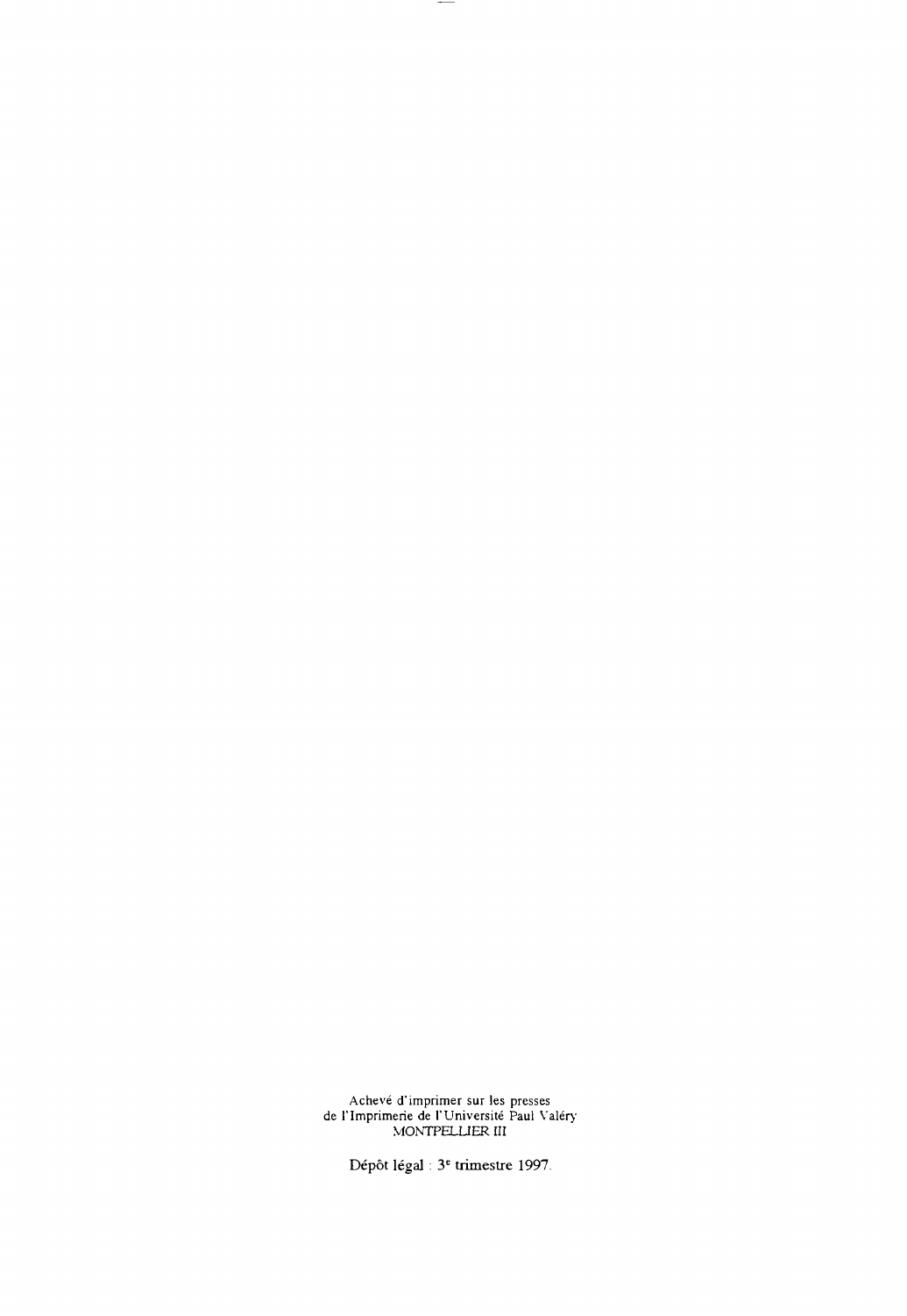Achevé d'imprimer sur les presses
de l'Imprimerie de l'Université Paul Valéry
MONTPELLIER III

Dépôt légal : 3e trimestre 1997.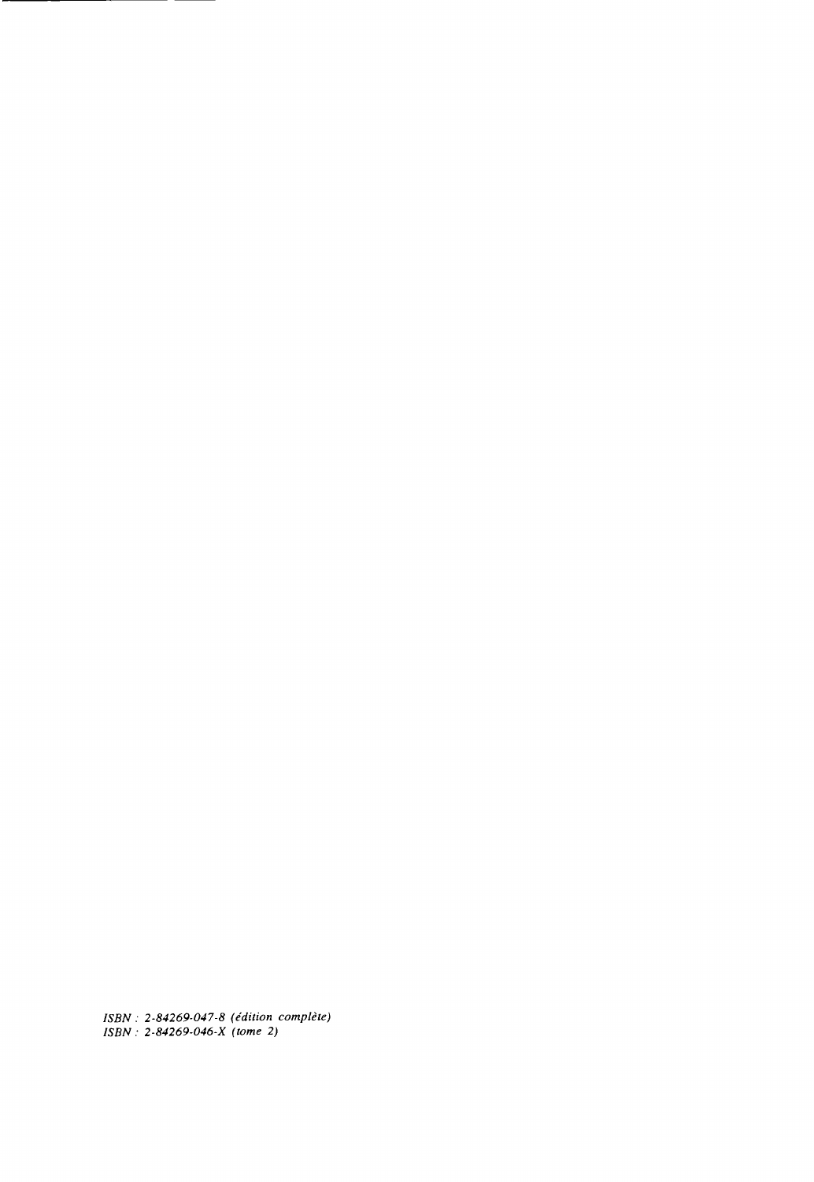*ISBN : 2-84269-047-8 (édition complète)*
*ISBN : 2-84269-046-X (tome 2)*